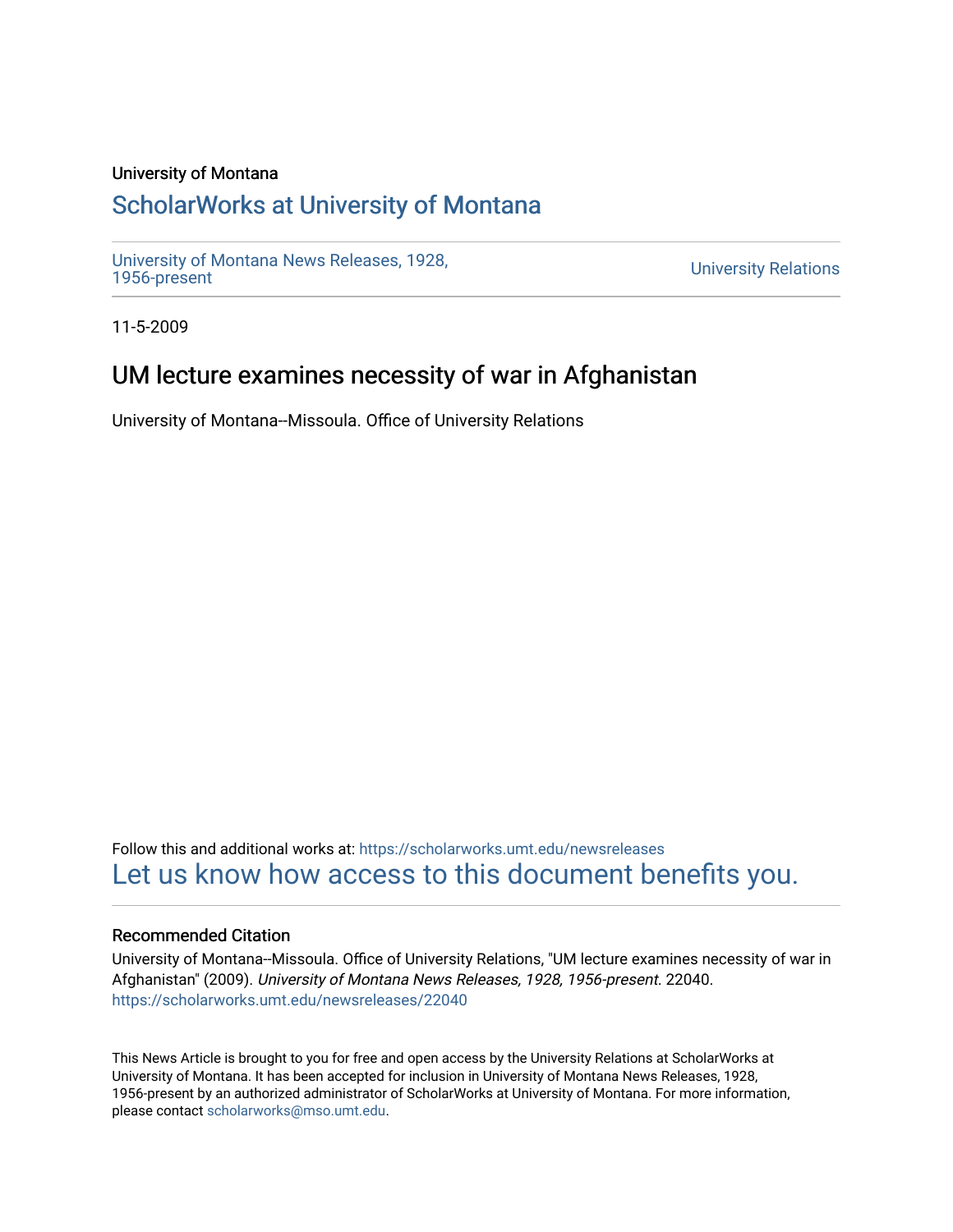University of Montana

## ScholarWorks at University of Montana

University of Montana News Releases, 1928, 1956-present

University Relations

11-5-2009

# UM lecture examines necessity of war in Afghanistan

University of Montana--Missoula. Office of University Relations

Follow this and additional works at: https://scholarworks.umt.edu/newsreleases

Let us know how access to this document benefits you.

### Recommended Citation

University of Montana--Missoula. Office of University Relations, "UM lecture examines necessity of war in Afghanistan" (2009). *University of Montana News Releases, 1928, 1956-present*. 22040.
https://scholarworks.umt.edu/newsreleases/22040

This News Article is brought to you for free and open access by the University Relations at ScholarWorks at University of Montana. It has been accepted for inclusion in University of Montana News Releases, 1928, 1956-present by an authorized administrator of ScholarWorks at University of Montana. For more information, please contact scholarworks@mso.umt.edu.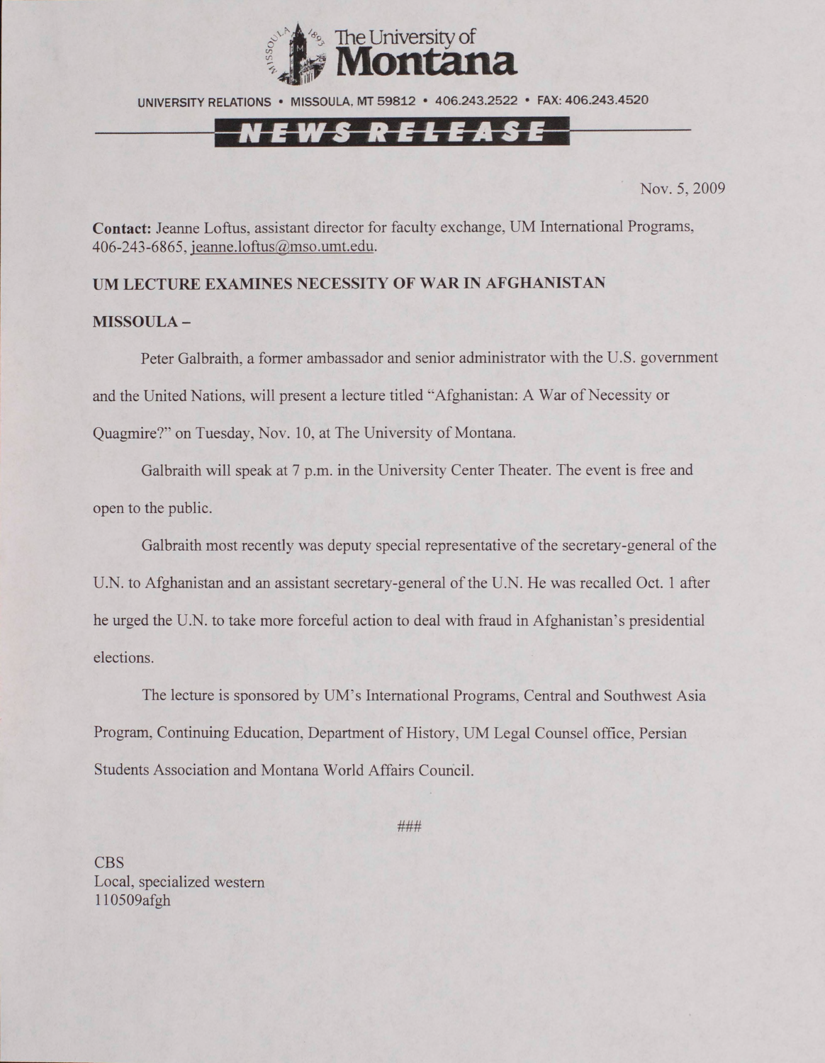The University of Montana

UNIVERSITY RELATIONS • MISSOULA, MT 59812 • 406.243.2522 • FAX: 406.243.4520

NEWS RELEASE

Nov. 5, 2009

**Contact:** Jeanne Loftus, assistant director for faculty exchange, UM International Programs, 406-243-6865, jeanne.loftus@mso.umt.edu.

**UM LECTURE EXAMINES NECESSITY OF WAR IN AFGHANISTAN**

**MISSOULA –**

Peter Galbraith, a former ambassador and senior administrator with the U.S. government and the United Nations, will present a lecture titled "Afghanistan: A War of Necessity or Quagmire?" on Tuesday, Nov. 10, at The University of Montana.

Galbraith will speak at 7 p.m. in the University Center Theater. The event is free and open to the public.

Galbraith most recently was deputy special representative of the secretary-general of the U.N. to Afghanistan and an assistant secretary-general of the U.N. He was recalled Oct. 1 after he urged the U.N. to take more forceful action to deal with fraud in Afghanistan's presidential elections.

The lecture is sponsored by UM's International Programs, Central and Southwest Asia Program, Continuing Education, Department of History, UM Legal Counsel office, Persian Students Association and Montana World Affairs Council.

###

CBS
Local, specialized western
110509afgh